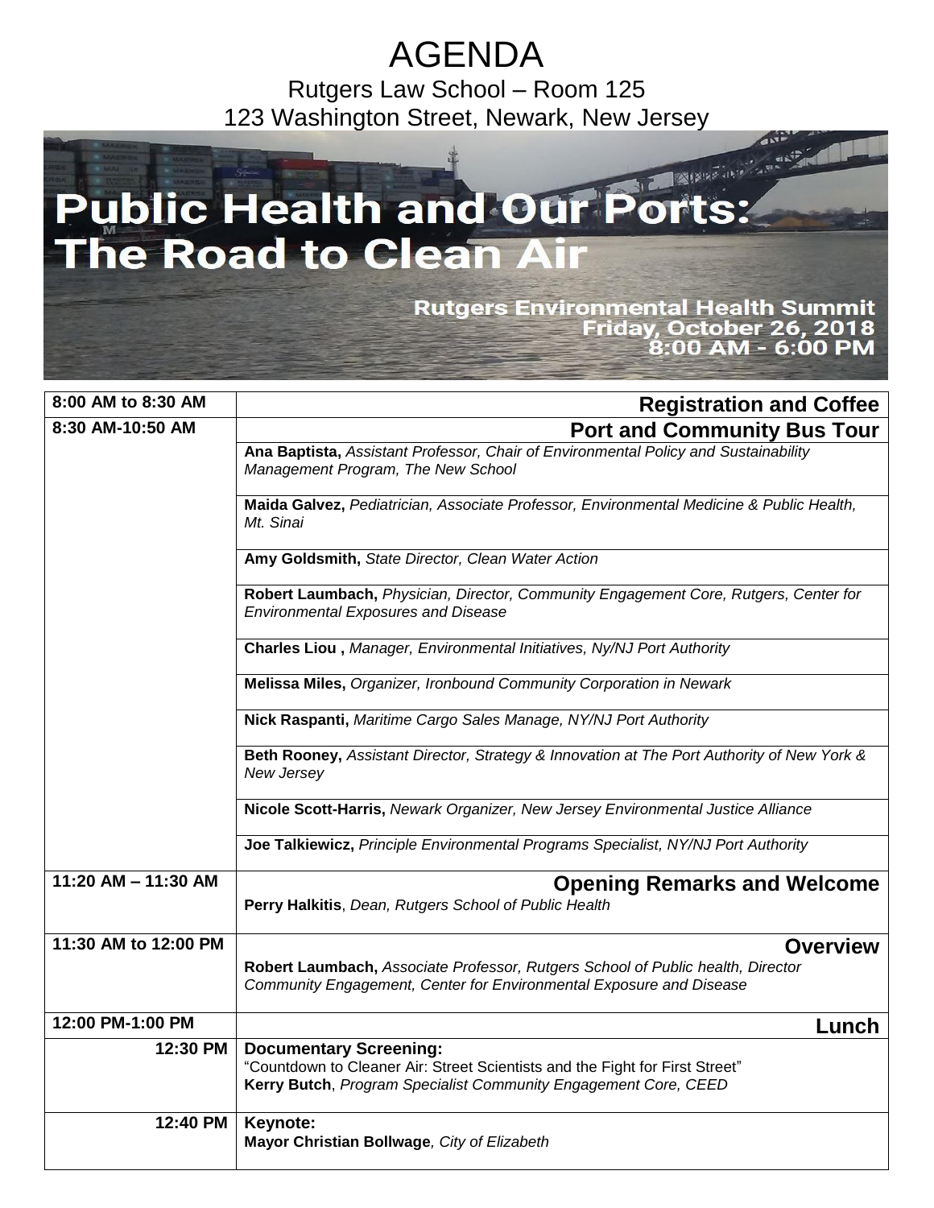# AGENDA

Rutgers Law School – Room 125
123 Washington Street, Newark, New Jersey

## Public Health and Our Ports: The Road to Clean Air

**Rutgers Environmental Health Summit**
**Friday, October 26, 2018**
**8:00 AM - 6:00 PM**

| Time | Session |
|---|---|
| **8:00 AM to 8:30 AM** | **Registration and Coffee** |
| **8:30 AM-10:50 AM** | **Port and Community Bus Tour** |
| | **Ana Baptista,** *Assistant Professor, Chair of Environmental Policy and Sustainability Management Program, The New School* |
| | **Maida Galvez,** *Pediatrician, Associate Professor, Environmental Medicine & Public Health, Mt. Sinai* |
| | **Amy Goldsmith,** *State Director, Clean Water Action* |
| | **Robert Laumbach,** *Physician, Director, Community Engagement Core, Rutgers, Center for Environmental Exposures and Disease* |
| | **Charles Liou ,** *Manager, Environmental Initiatives, Ny/NJ Port Authority* |
| | **Melissa Miles,** *Organizer, Ironbound Community Corporation in Newark* |
| | **Nick Raspanti,** *Maritime Cargo Sales Manage, NY/NJ Port Authority* |
| | **Beth Rooney,** *Assistant Director, Strategy & Innovation at The Port Authority of New York & New Jersey* |
| | **Nicole Scott-Harris,** *Newark Organizer, New Jersey Environmental Justice Alliance* |
| | **Joe Talkiewicz,** *Principle Environmental Programs Specialist, NY/NJ Port Authority* |
| **11:20 AM – 11:30 AM** | **Opening Remarks and Welcome**<br>**Perry Halkitis**, *Dean, Rutgers School of Public Health* |
| **11:30 AM to 12:00 PM** | **Overview**<br>**Robert Laumbach,** *Associate Professor, Rutgers School of Public health, Director Community Engagement, Center for Environmental Exposure and Disease* |
| **12:00 PM-1:00 PM** | **Lunch** |
| **12:30 PM** | **Documentary Screening:**<br>"Countdown to Cleaner Air: Street Scientists and the Fight for First Street"<br>**Kerry Butch**, *Program Specialist Community Engagement Core, CEED* |
| **12:40 PM** | **Keynote:**<br>**Mayor Christian Bollwage***, City of Elizabeth* |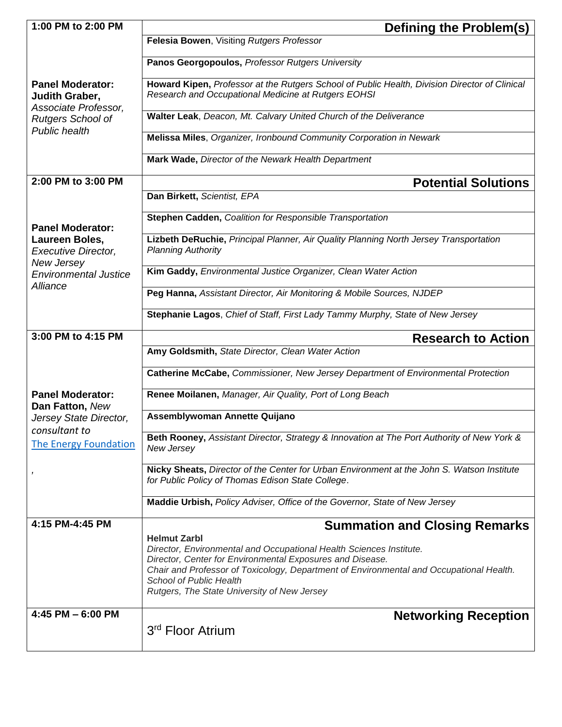| | |
|---|---|
| **1:00 PM to 2:00 PM**<br><br>**Panel Moderator: Judith Graber,** *Associate Professor, Rutgers School of Public health* | **Defining the Problem(s)** |
| | **Felesia Bowen**, Visiting *Rutgers Professor* |
| | **Panos Georgopoulos,** *Professor Rutgers University* |
| | **Howard Kipen,** *Professor at the Rutgers School of Public Health, Division Director of Clinical Research and Occupational Medicine at Rutgers EOHSI* |
| | **Walter Leak**, *Deacon, Mt. Calvary United Church of the Deliverance* |
| | **Melissa Miles**, *Organizer, Ironbound Community Corporation in Newark* |
| | **Mark Wade,** *Director of the Newark Health Department* |
| **2:00 PM to 3:00 PM**<br><br>**Panel Moderator: Laureen Boles,** *Executive Director, New Jersey Environmental Justice Alliance* | **Potential Solutions** |
| | **Dan Birkett,** *Scientist, EPA* |
| | **Stephen Cadden,** *Coalition for Responsible Transportation* |
| | **Lizbeth DeRuchie,** *Principal Planner, Air Quality Planning North Jersey Transportation Planning Authority* |
| | **Kim Gaddy,** *Environmental Justice Organizer, Clean Water Action* |
| | **Peg Hanna,** *Assistant Director, Air Monitoring & Mobile Sources, NJDEP* |
| | **Stephanie Lagos**, *Chief of Staff, First Lady Tammy Murphy, State of New Jersey* |
| **3:00 PM to 4:15 PM**<br><br>**Panel Moderator: Dan Fatton,** *New Jersey State Director, consultant to* [The Energy Foundation]()<br><br>, | **Research to Action** |
| | **Amy Goldsmith,** *State Director, Clean Water Action* |
| | **Catherine McCabe,** *Commissioner, New Jersey Department of Environmental Protection* |
| | **Renee Moilanen,** *Manager, Air Quality, Port of Long Beach* |
| | **Assemblywoman Annette Quijano** |
| | **Beth Rooney,** *Assistant Director, Strategy & Innovation at The Port Authority of New York & New Jersey* |
| | **Nicky Sheats,** *Director of the Center for Urban Environment at the John S. Watson Institute for Public Policy of Thomas Edison State College*. |
| | **Maddie Urbish,** *Policy Adviser, Office of the Governor, State of New Jersey* |
| **4:15 PM-4:45 PM** | **Summation and Closing Remarks**<br>**Helmut Zarbl**<br>*Director, Environmental and Occupational Health Sciences Institute.*<br>*Director, Center for Environmental Exposures and Disease.*<br>*Chair and Professor of Toxicology, Department of Environmental and Occupational Health.*<br>*School of Public Health*<br>*Rutgers, The State University of New Jersey* |
| **4:45 PM – 6:00 PM** | **Networking Reception**<br>3rd Floor Atrium |